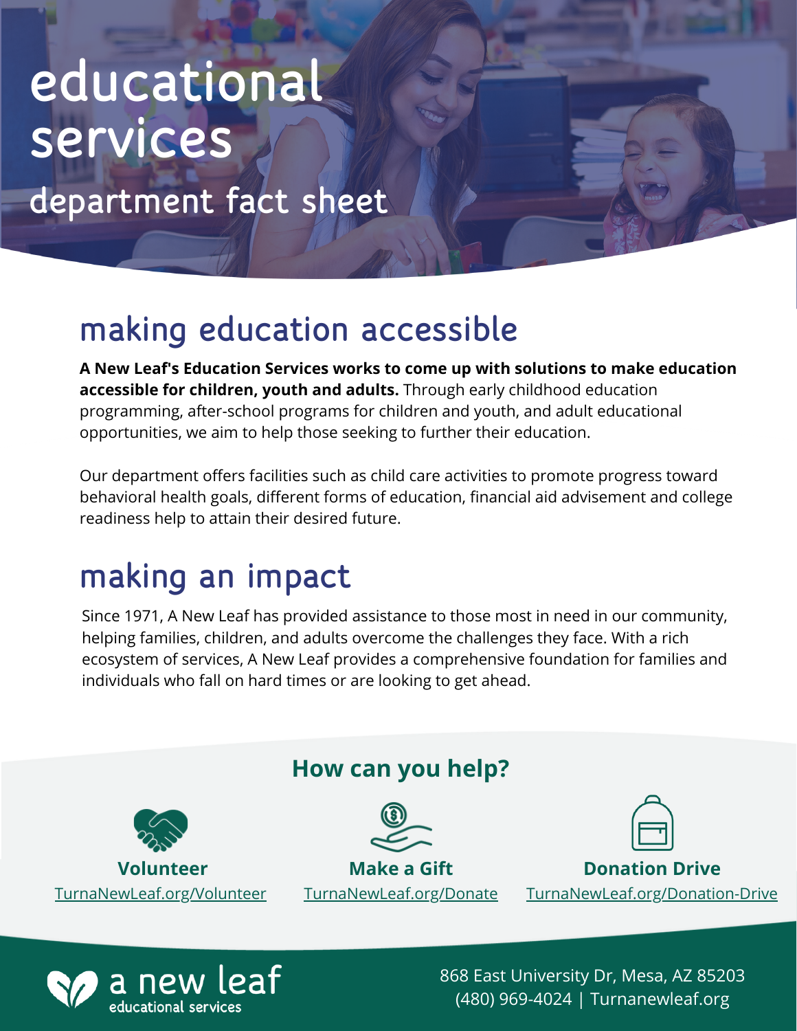# educational services

## department fact sheet

## making education accessible

**A New Leaf's Education Services works to come up with solutions to make education accessible for children, youth and adults.** Through early childhood education programming, after-school programs for children and youth, and adult educational opportunities, we aim to help those seeking to further their education.

Our department offers facilities such as child care activities to promote progress toward behavioral health goals, different forms of education, financial aid advisement and college readiness help to attain their desired future.

## making an impact

Since 1971, A New Leaf has provided assistance to those most in need in our community, helping families, children, and adults overcome the challenges they face. With a rich ecosystem of services, A New Leaf provides a comprehensive foundation for families and individuals who fall on hard times or are looking to get ahead.

### How can you help?

**Volunteer**
TurnaNewLeaf.org/Volunteer

**Make a Gift**
TurnaNewLeaf.org/Donate

**Donation Drive**
TurnaNewLeaf.org/Donation-Drive

a new leaf
educational services

868 East University Dr, Mesa, AZ 85203
(480) 969-4024 | Turnanewleaf.org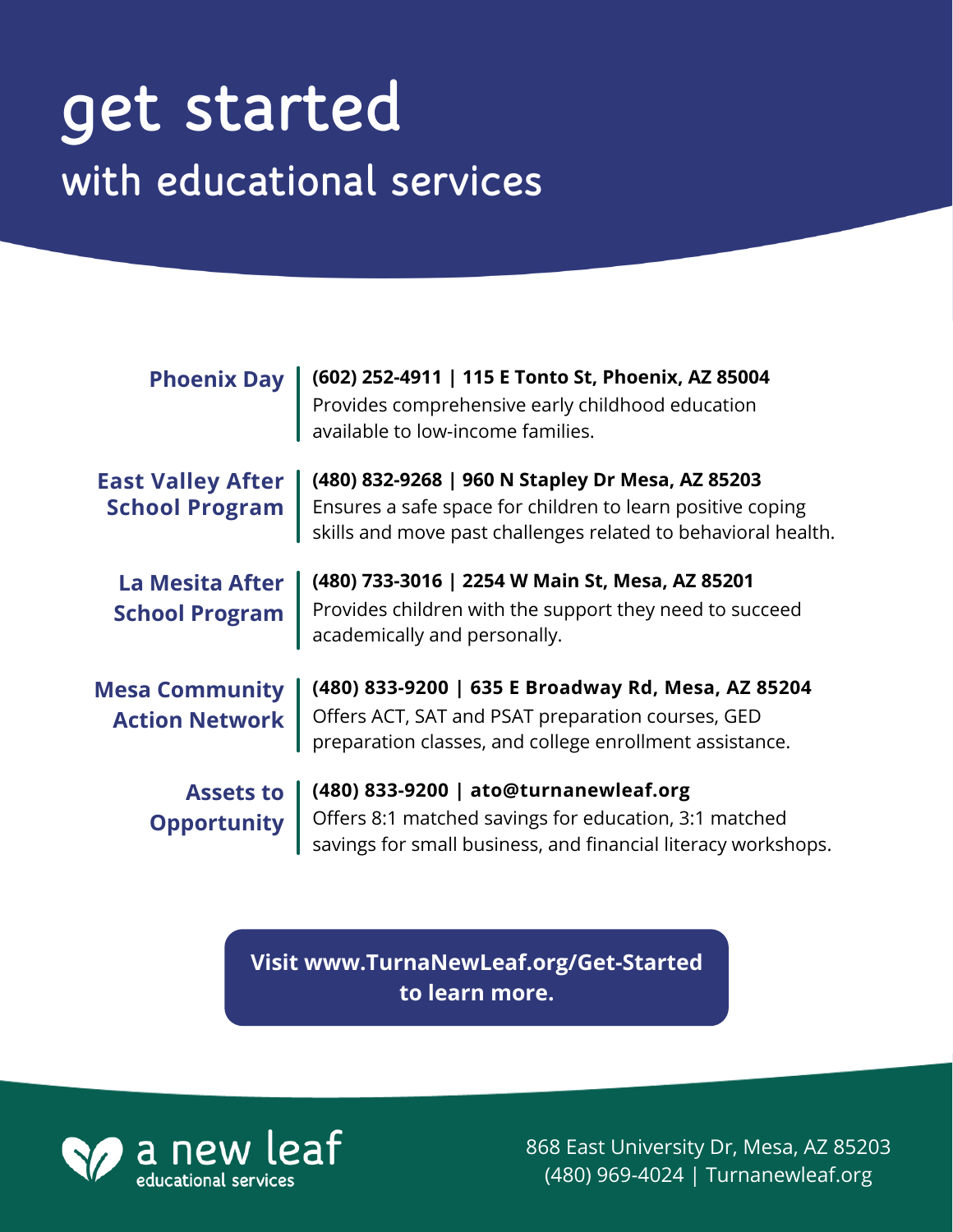# get started

## with educational services

**Phoenix Day**
**(602) 252-4911 | 115 E Tonto St, Phoenix, AZ 85004**
Provides comprehensive early childhood education available to low-income families.

**East Valley After School Program**
**(480) 832-9268 | 960 N Stapley Dr Mesa, AZ 85203**
Ensures a safe space for children to learn positive coping skills and move past challenges related to behavioral health.

**La Mesita After School Program**
**(480) 733-3016 | 2254 W Main St, Mesa, AZ 85201**
Provides children with the support they need to succeed academically and personally.

**Mesa Community Action Network**
**(480) 833-9200 | 635 E Broadway Rd, Mesa, AZ 85204**
Offers ACT, SAT and PSAT preparation courses, GED preparation classes, and college enrollment assistance.

**Assets to Opportunity**
**(480) 833-9200 | ato@turnanewleaf.org**
Offers 8:1 matched savings for education, 3:1 matched savings for small business, and financial literacy workshops.

**Visit www.TurnaNewLeaf.org/Get-Started to learn more.**

a new leaf
educational services

868 East University Dr, Mesa, AZ 85203
(480) 969-4024 | Turnanewleaf.org